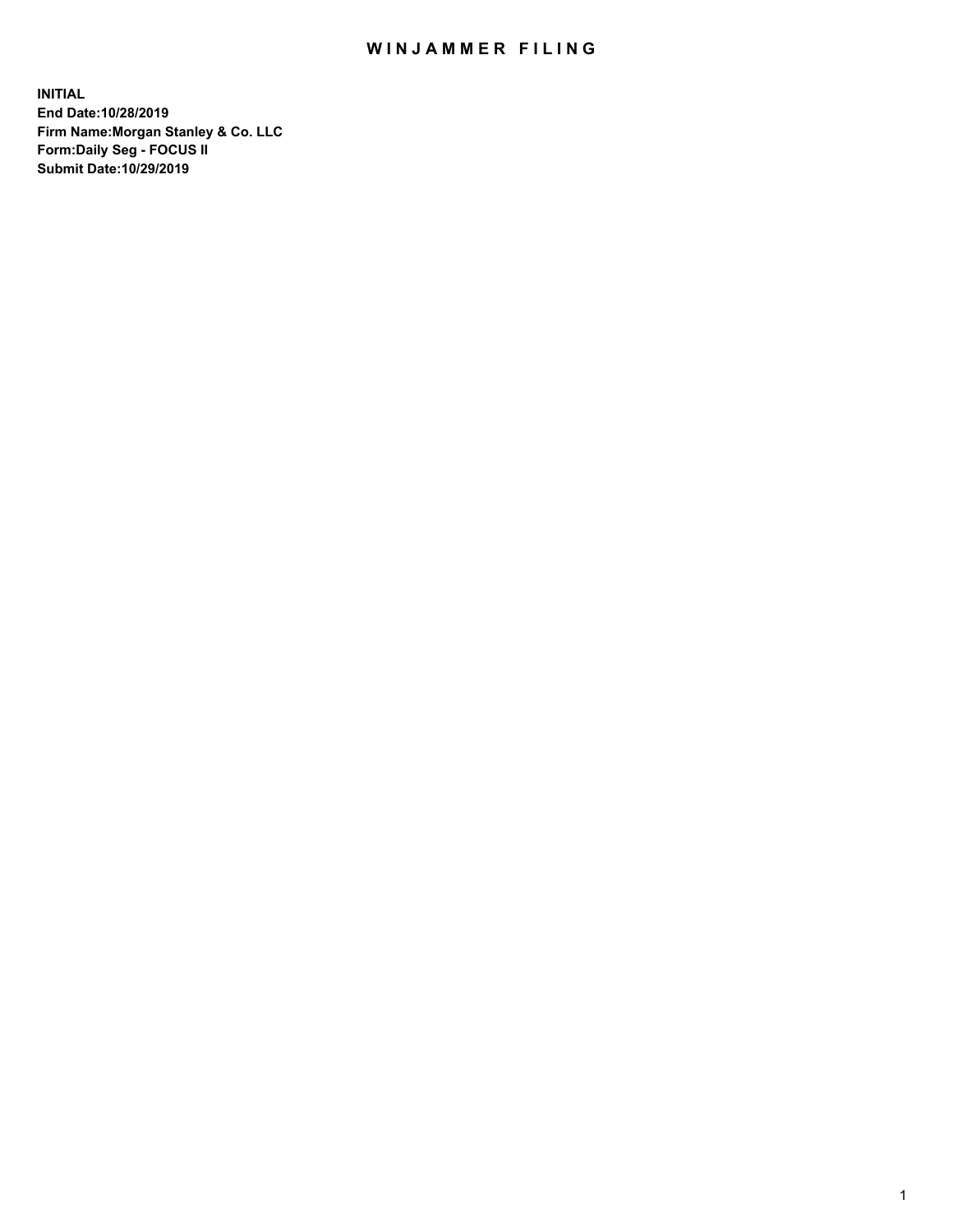# WINJAMMER FILING

**INITIAL**
**End Date:10/28/2019**
**Firm Name:Morgan Stanley & Co. LLC**
**Form:Daily Seg - FOCUS II**
**Submit Date:10/29/2019**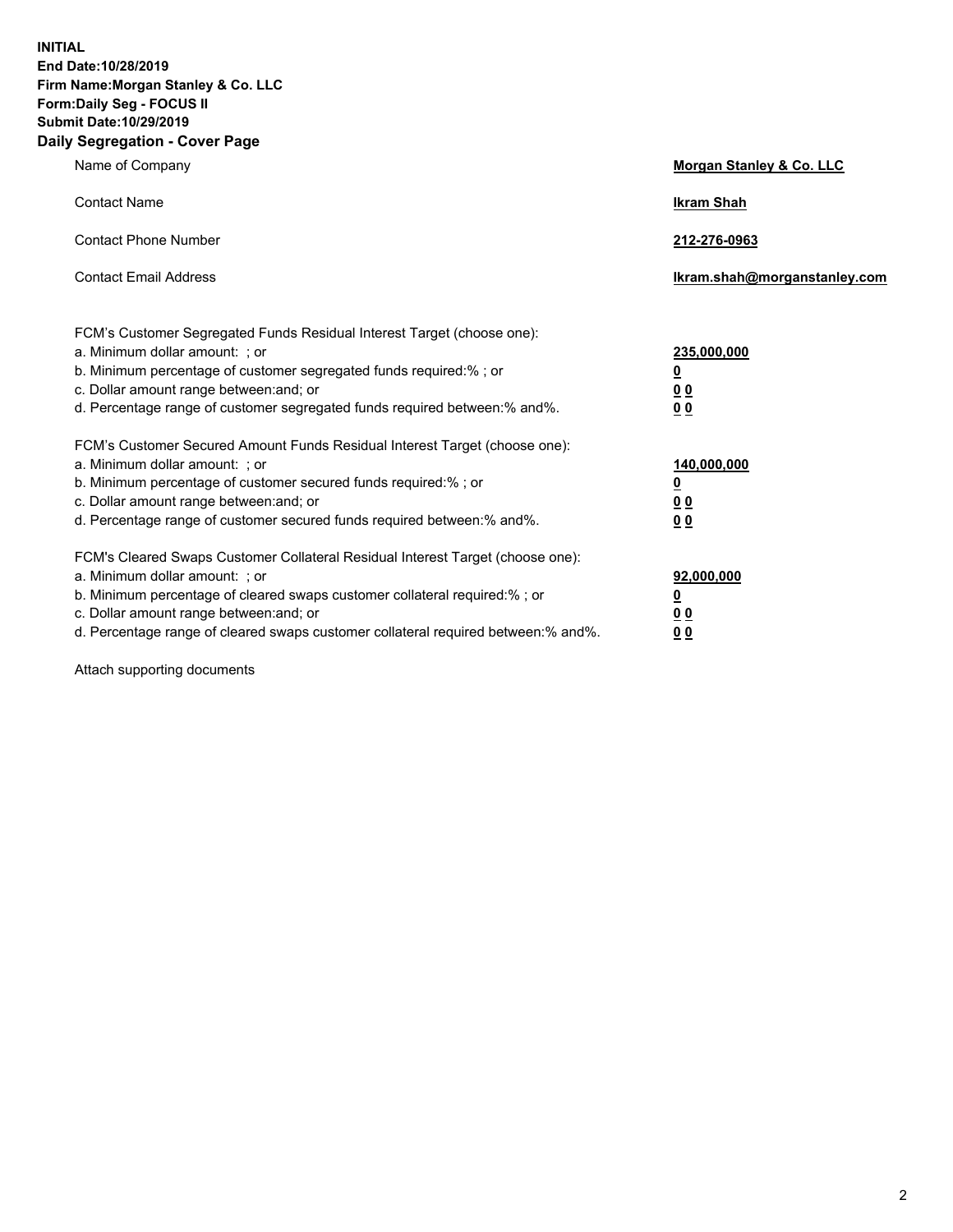**INITIAL**
**End Date:10/28/2019**
**Firm Name:Morgan Stanley & Co. LLC**
**Form:Daily Seg - FOCUS II**
**Submit Date:10/29/2019**
**Daily Segregation - Cover Page**

| | |
|---|---|
| Name of Company | **Morgan Stanley & Co. LLC** |
| Contact Name | **Ikram Shah** |
| Contact Phone Number | **212-276-0963** |
| Contact Email Address | **Ikram.shah@morganstanley.com** |

FCM's Customer Segregated Funds Residual Interest Target (choose one):

| | |
|---|---|
| a. Minimum dollar amount: ; or | **235,000,000** |
| b. Minimum percentage of customer segregated funds required:% ; or | **0** |
| c. Dollar amount range between:and; or | **0 0** |
| d. Percentage range of customer segregated funds required between:% and%. | **0 0** |

FCM's Customer Secured Amount Funds Residual Interest Target (choose one):

| | |
|---|---|
| a. Minimum dollar amount: ; or | **140,000,000** |
| b. Minimum percentage of customer secured funds required:% ; or | **0** |
| c. Dollar amount range between:and; or | **0 0** |
| d. Percentage range of customer secured funds required between:% and%. | **0 0** |

FCM's Cleared Swaps Customer Collateral Residual Interest Target (choose one):

| | |
|---|---|
| a. Minimum dollar amount: ; or | **92,000,000** |
| b. Minimum percentage of cleared swaps customer collateral required:% ; or | **0** |
| c. Dollar amount range between:and; or | **0 0** |
| d. Percentage range of cleared swaps customer collateral required between:% and%. | **0 0** |

Attach supporting documents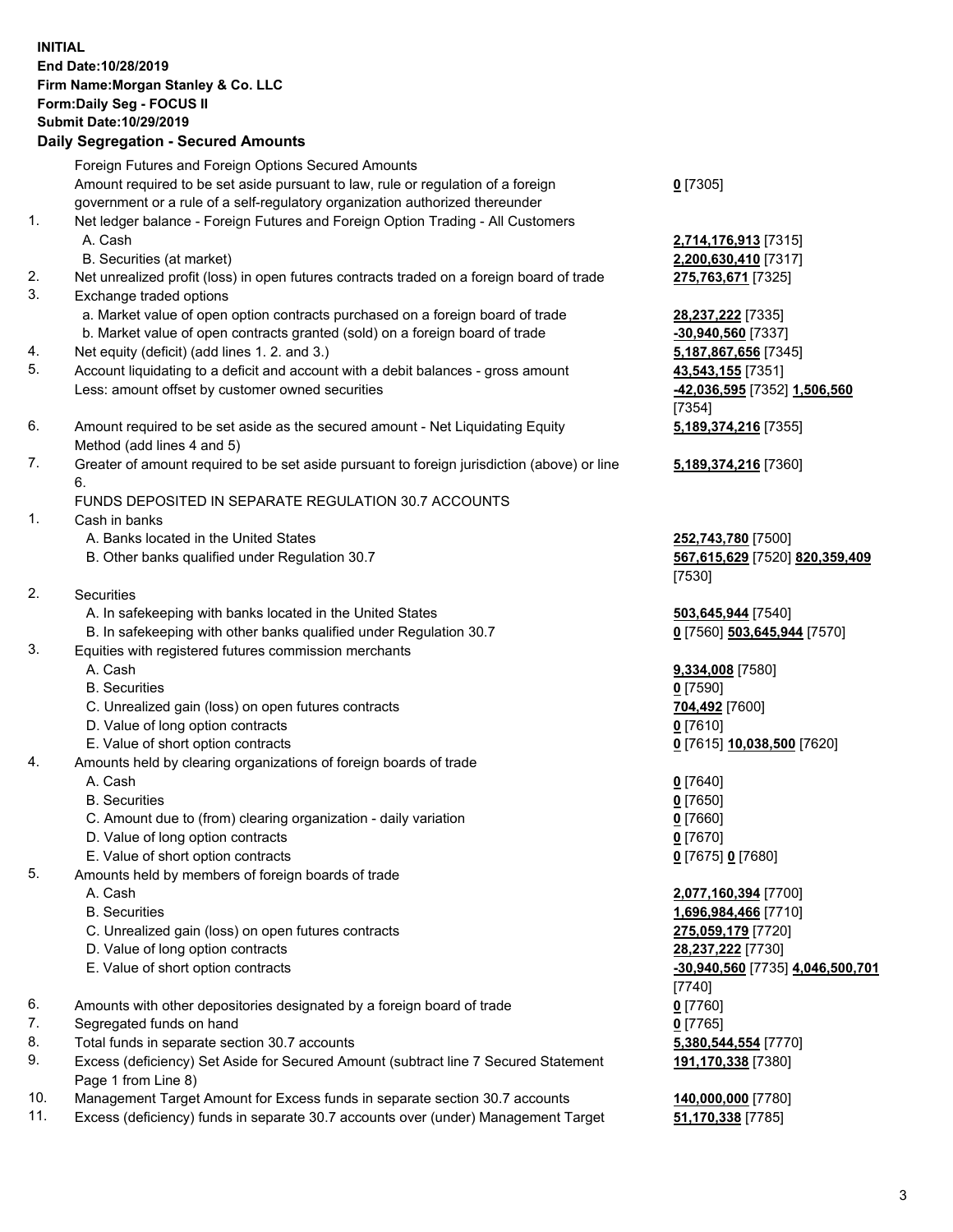**INITIAL**
**End Date:10/28/2019**
**Firm Name:Morgan Stanley & Co. LLC**
**Form:Daily Seg - FOCUS II**
**Submit Date:10/29/2019**

## Daily Segregation - Secured Amounts

| | | |
|---|---|---|
| | Foreign Futures and Foreign Options Secured Amounts | |
| | Amount required to be set aside pursuant to law, rule or regulation of a foreign government or a rule of a self-regulatory organization authorized thereunder | **0** [7305] |
| 1. | Net ledger balance - Foreign Futures and Foreign Option Trading - All Customers | |
| | A. Cash | **2,714,176,913** [7315] |
| | B. Securities (at market) | **2,200,630,410** [7317] |
| 2. | Net unrealized profit (loss) in open futures contracts traded on a foreign board of trade | **275,763,671** [7325] |
| 3. | Exchange traded options | |
| | a. Market value of open option contracts purchased on a foreign board of trade | **28,237,222** [7335] |
| | b. Market value of open contracts granted (sold) on a foreign board of trade | **-30,940,560** [7337] |
| 4. | Net equity (deficit) (add lines 1. 2. and 3.) | **5,187,867,656** [7345] |
| 5. | Account liquidating to a deficit and account with a debit balances - gross amount | **43,543,155** [7351] |
| | Less: amount offset by customer owned securities | **-42,036,595** [7352] **1,506,560** [7354] |
| 6. | Amount required to be set aside as the secured amount - Net Liquidating Equity Method (add lines 4 and 5) | **5,189,374,216** [7355] |
| 7. | Greater of amount required to be set aside pursuant to foreign jurisdiction (above) or line 6. | **5,189,374,216** [7360] |
| | FUNDS DEPOSITED IN SEPARATE REGULATION 30.7 ACCOUNTS | |
| 1. | Cash in banks | |
| | A. Banks located in the United States | **252,743,780** [7500] |
| | B. Other banks qualified under Regulation 30.7 | **567,615,629** [7520] **820,359,409** [7530] |
| 2. | Securities | |
| | A. In safekeeping with banks located in the United States | **503,645,944** [7540] |
| | B. In safekeeping with other banks qualified under Regulation 30.7 | **0** [7560] **503,645,944** [7570] |
| 3. | Equities with registered futures commission merchants | |
| | A. Cash | **9,334,008** [7580] |
| | B. Securities | **0** [7590] |
| | C. Unrealized gain (loss) on open futures contracts | **704,492** [7600] |
| | D. Value of long option contracts | **0** [7610] |
| | E. Value of short option contracts | **0** [7615] **10,038,500** [7620] |
| 4. | Amounts held by clearing organizations of foreign boards of trade | |
| | A. Cash | **0** [7640] |
| | B. Securities | **0** [7650] |
| | C. Amount due to (from) clearing organization - daily variation | **0** [7660] |
| | D. Value of long option contracts | **0** [7670] |
| | E. Value of short option contracts | **0** [7675] **0** [7680] |
| 5. | Amounts held by members of foreign boards of trade | |
| | A. Cash | **2,077,160,394** [7700] |
| | B. Securities | **1,696,984,466** [7710] |
| | C. Unrealized gain (loss) on open futures contracts | **275,059,179** [7720] |
| | D. Value of long option contracts | **28,237,222** [7730] |
| | E. Value of short option contracts | **-30,940,560** [7735] **4,046,500,701** [7740] |
| 6. | Amounts with other depositories designated by a foreign board of trade | **0** [7760] |
| 7. | Segregated funds on hand | **0** [7765] |
| 8. | Total funds in separate section 30.7 accounts | **5,380,544,554** [7770] |
| 9. | Excess (deficiency) Set Aside for Secured Amount (subtract line 7 Secured Statement Page 1 from Line 8) | **191,170,338** [7380] |
| 10. | Management Target Amount for Excess funds in separate section 30.7 accounts | **140,000,000** [7780] |
| 11. | Excess (deficiency) funds in separate 30.7 accounts over (under) Management Target | **51,170,338** [7785] |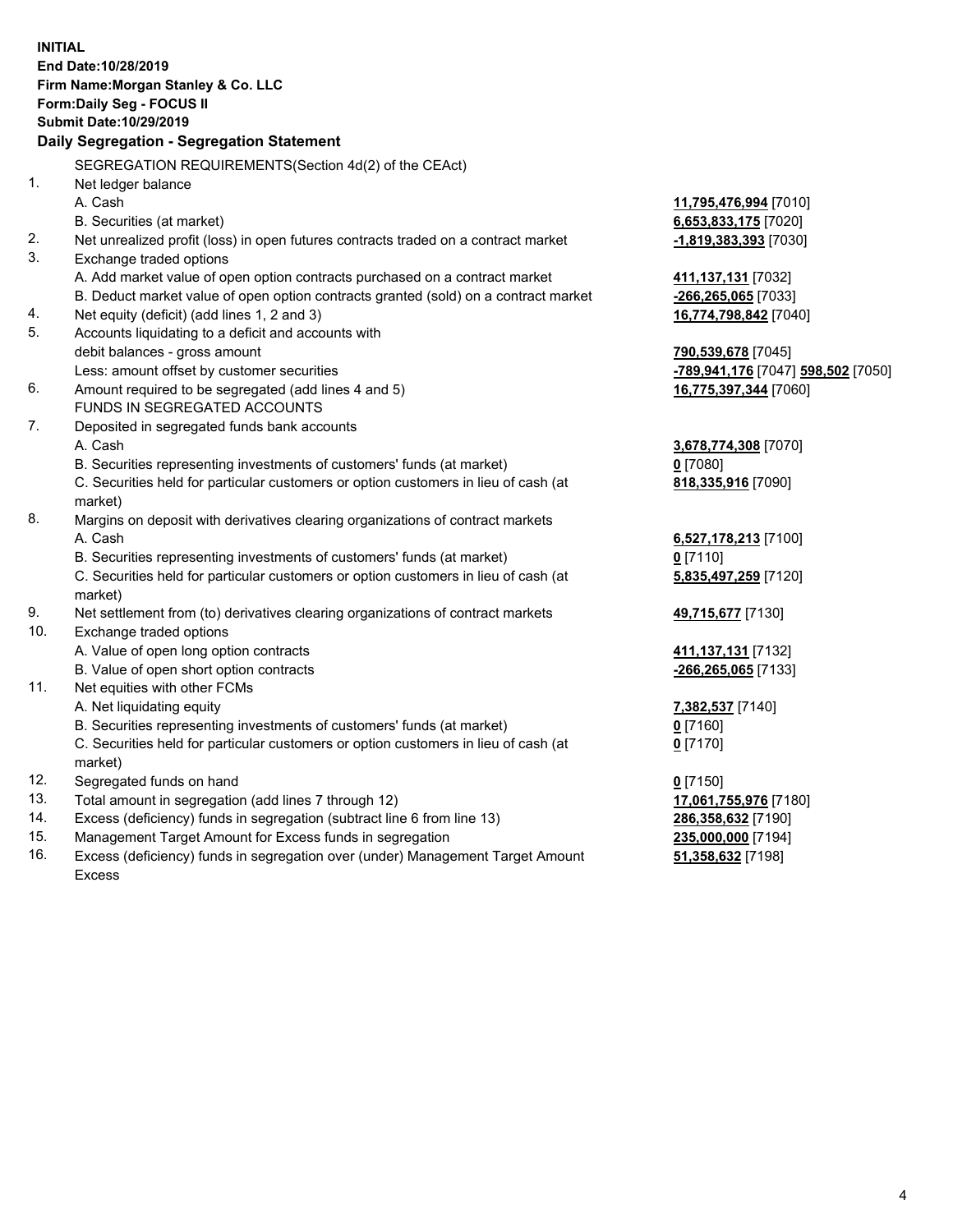**INITIAL**
**End Date:10/28/2019**
**Firm Name:Morgan Stanley & Co. LLC**
**Form:Daily Seg - FOCUS II**
**Submit Date:10/29/2019**

### Daily Segregation - Segregation Statement

| | | |
|---|---|---|
| | SEGREGATION REQUIREMENTS(Section 4d(2) of the CEAct) | |
| 1. | Net ledger balance | |
| | A. Cash | **11,795,476,994** [7010] |
| | B. Securities (at market) | **6,653,833,175** [7020] |
| 2. | Net unrealized profit (loss) in open futures contracts traded on a contract market | **-1,819,383,393** [7030] |
| 3. | Exchange traded options | |
| | A. Add market value of open option contracts purchased on a contract market | **411,137,131** [7032] |
| | B. Deduct market value of open option contracts granted (sold) on a contract market | **-266,265,065** [7033] |
| 4. | Net equity (deficit) (add lines 1, 2 and 3) | **16,774,798,842** [7040] |
| 5. | Accounts liquidating to a deficit and accounts with debit balances - gross amount | **790,539,678** [7045] |
| | Less: amount offset by customer securities | **-789,941,176** [7047] **598,502** [7050] |
| 6. | Amount required to be segregated (add lines 4 and 5) | **16,775,397,344** [7060] |
| | FUNDS IN SEGREGATED ACCOUNTS | |
| 7. | Deposited in segregated funds bank accounts | |
| | A. Cash | **3,678,774,308** [7070] |
| | B. Securities representing investments of customers' funds (at market) | **0** [7080] |
| | C. Securities held for particular customers or option customers in lieu of cash (at market) | **818,335,916** [7090] |
| 8. | Margins on deposit with derivatives clearing organizations of contract markets | |
| | A. Cash | **6,527,178,213** [7100] |
| | B. Securities representing investments of customers' funds (at market) | **0** [7110] |
| | C. Securities held for particular customers or option customers in lieu of cash (at market) | **5,835,497,259** [7120] |
| 9. | Net settlement from (to) derivatives clearing organizations of contract markets | **49,715,677** [7130] |
| 10. | Exchange traded options | |
| | A. Value of open long option contracts | **411,137,131** [7132] |
| | B. Value of open short option contracts | **-266,265,065** [7133] |
| 11. | Net equities with other FCMs | |
| | A. Net liquidating equity | **7,382,537** [7140] |
| | B. Securities representing investments of customers' funds (at market) | **0** [7160] |
| | C. Securities held for particular customers or option customers in lieu of cash (at market) | **0** [7170] |
| 12. | Segregated funds on hand | **0** [7150] |
| 13. | Total amount in segregation (add lines 7 through 12) | **17,061,755,976** [7180] |
| 14. | Excess (deficiency) funds in segregation (subtract line 6 from line 13) | **286,358,632** [7190] |
| 15. | Management Target Amount for Excess funds in segregation | **235,000,000** [7194] |
| 16. | Excess (deficiency) funds in segregation over (under) Management Target Amount Excess | **51,358,632** [7198] |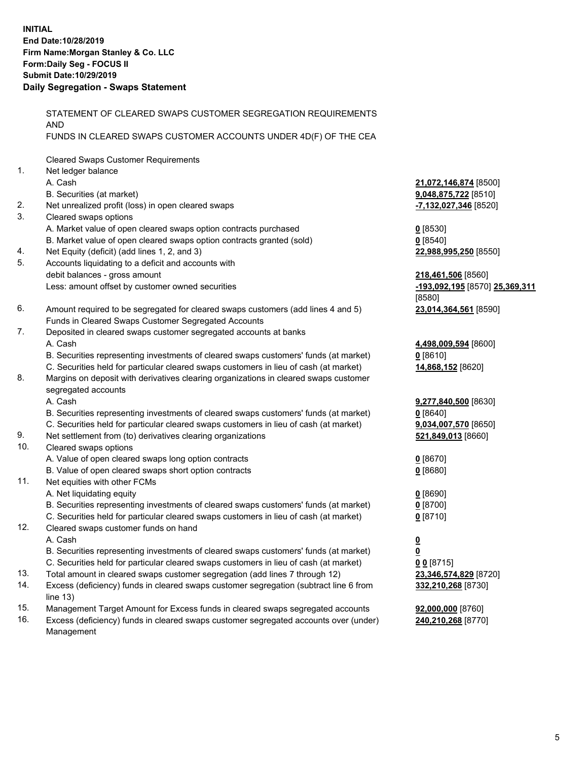**INITIAL**
**End Date:10/28/2019**
**Firm Name:Morgan Stanley & Co. LLC**
**Form:Daily Seg - FOCUS II**
**Submit Date:10/29/2019**
**Daily Segregation - Swaps Statement**

STATEMENT OF CLEARED SWAPS CUSTOMER SEGREGATION REQUIREMENTS AND FUNDS IN CLEARED SWAPS CUSTOMER ACCOUNTS UNDER 4D(F) OF THE CEA

| | | |
|---|---|---|
| | Cleared Swaps Customer Requirements | |
| 1. | Net ledger balance | |
| | A. Cash | **21,072,146,874** [8500] |
| | B. Securities (at market) | **9,048,875,722** [8510] |
| 2. | Net unrealized profit (loss) in open cleared swaps | **-7,132,027,346** [8520] |
| 3. | Cleared swaps options | |
| | A. Market value of open cleared swaps option contracts purchased | **0** [8530] |
| | B. Market value of open cleared swaps option contracts granted (sold) | **0** [8540] |
| 4. | Net Equity (deficit) (add lines 1, 2, and 3) | **22,988,995,250** [8550] |
| 5. | Accounts liquidating to a deficit and accounts with debit balances - gross amount | **218,461,506** [8560] |
| | Less: amount offset by customer owned securities | **-193,092,195** [8570] **25,369,311** [8580] |
| 6. | Amount required to be segregated for cleared swaps customers (add lines 4 and 5) | **23,014,364,561** [8590] |
| | Funds in Cleared Swaps Customer Segregated Accounts | |
| 7. | Deposited in cleared swaps customer segregated accounts at banks | |
| | A. Cash | **4,498,009,594** [8600] |
| | B. Securities representing investments of cleared swaps customers' funds (at market) | **0** [8610] |
| | C. Securities held for particular cleared swaps customers in lieu of cash (at market) | **14,868,152** [8620] |
| 8. | Margins on deposit with derivatives clearing organizations in cleared swaps customer segregated accounts | |
| | A. Cash | **9,277,840,500** [8630] |
| | B. Securities representing investments of cleared swaps customers' funds (at market) | **0** [8640] |
| | C. Securities held for particular cleared swaps customers in lieu of cash (at market) | **9,034,007,570** [8650] |
| 9. | Net settlement from (to) derivatives clearing organizations | **521,849,013** [8660] |
| 10. | Cleared swaps options | |
| | A. Value of open cleared swaps long option contracts | **0** [8670] |
| | B. Value of open cleared swaps short option contracts | **0** [8680] |
| 11. | Net equities with other FCMs | |
| | A. Net liquidating equity | **0** [8690] |
| | B. Securities representing investments of cleared swaps customers' funds (at market) | **0** [8700] |
| | C. Securities held for particular cleared swaps customers in lieu of cash (at market) | **0** [8710] |
| 12. | Cleared swaps customer funds on hand | |
| | A. Cash | **0** |
| | B. Securities representing investments of cleared swaps customers' funds (at market) | **0** |
| | C. Securities held for particular cleared swaps customers in lieu of cash (at market) | **0** **0** [8715] |
| 13. | Total amount in cleared swaps customer segregation (add lines 7 through 12) | **23,346,574,829** [8720] |
| 14. | Excess (deficiency) funds in cleared swaps customer segregation (subtract line 6 from line 13) | **332,210,268** [8730] |
| 15. | Management Target Amount for Excess funds in cleared swaps segregated accounts | **92,000,000** [8760] |
| 16. | Excess (deficiency) funds in cleared swaps customer segregated accounts over (under) Management | **240,210,268** [8770] |